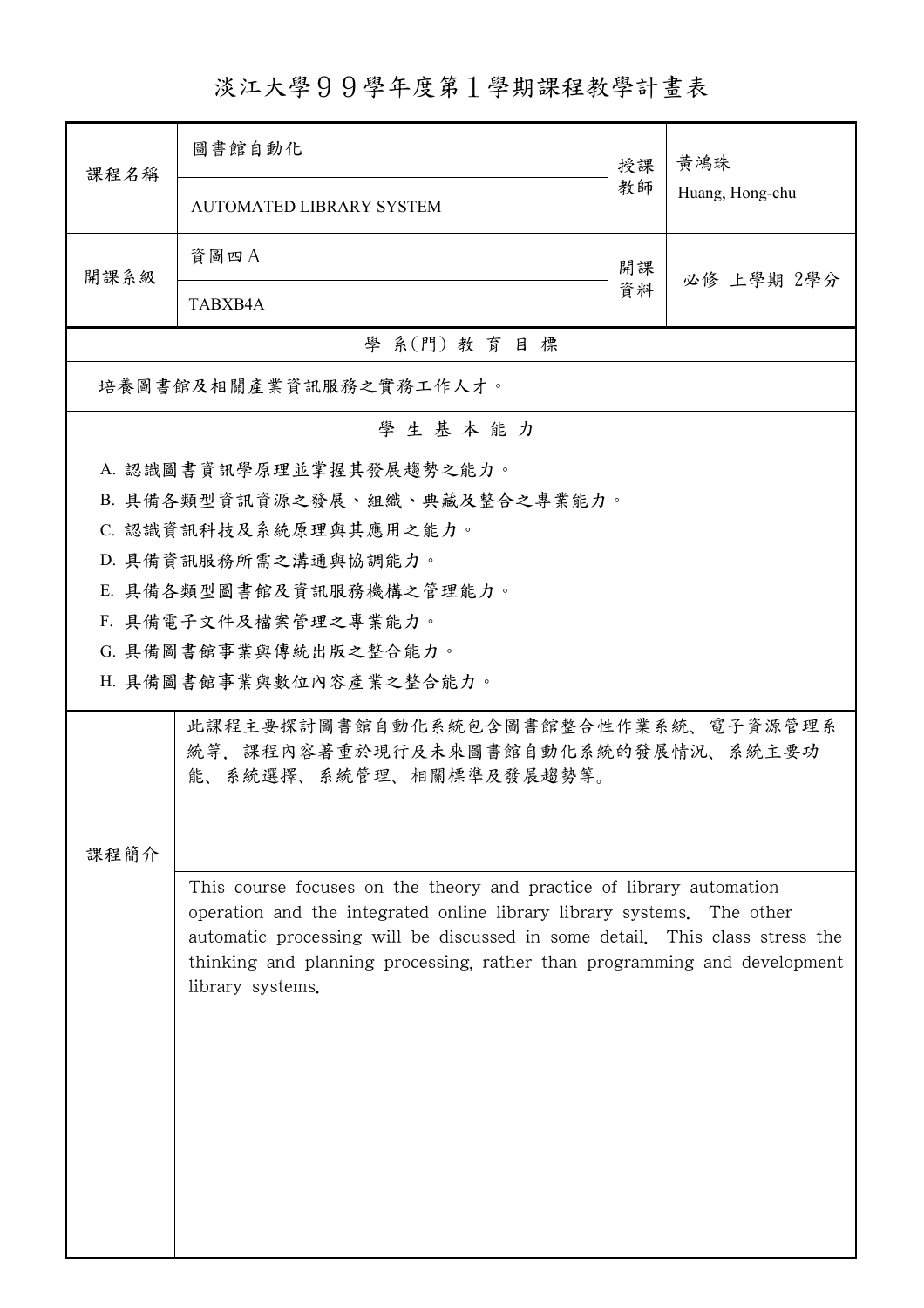# 淡江大學９９學年度第１學期課程教學計畫表

| 課程名稱 | 圖書館自動化<br>AUTOMATED LIBRARY SYSTEM | 授課教師 | 黃鴻珠<br>Huang, Hong-chu |
| --- | --- | --- | --- |
| 開課系級 | 資圖四A<br>TABXB4A | 開課資料 | 必修 上學期 2學分 |

## 學 系(門) 教 育 目 標

培養圖書館及相關產業資訊服務之實務工作人才。

## 學 生 基 本 能 力

A. 認識圖書資訊學原理並掌握其發展趨勢之能力。
B. 具備各類型資訊資源之發展、組織、典藏及整合之專業能力。
C. 認識資訊科技及系統原理與其應用之能力。
D. 具備資訊服務所需之溝通與協調能力。
E. 具備各類型圖書館及資訊服務機構之管理能力。
F. 具備電子文件及檔案管理之專業能力。
G. 具備圖書館事業與傳統出版之整合能力。
H. 具備圖書館事業與數位內容產業之整合能力。

## 課程簡介

此課程主要探討圖書館自動化系統包含圖書館整合性作業系統、電子資源管理系統等，課程內容著重於現行及未來圖書館自動化系統的發展情況、系統主要功能、系統選擇、系統管理、相關標準及發展趨勢等。

This course focuses on the theory and practice of library automation operation and the integrated online library library systems. The other automatic processing will be discussed in some detail. This class stress the thinking and planning processing, rather than programming and development library systems.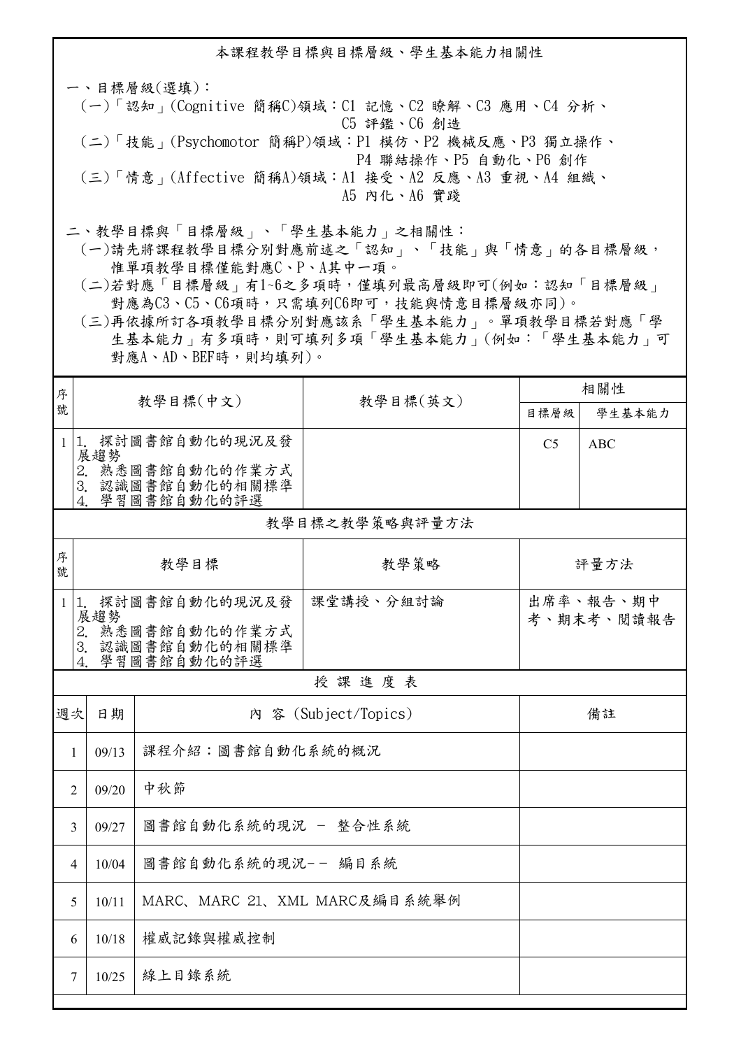## 本課程教學目標與目標層級、學生基本能力相關性

一、目標層級(選填)：

(一)「認知」(Cognitive 簡稱C)領域：C1 記憶、C2 瞭解、C3 應用、C4 分析、C5 評鑑、C6 創造

(二)「技能」(Psychomotor 簡稱P)領域：P1 模仿、P2 機械反應、P3 獨立操作、P4 聯結操作、P5 自動化、P6 創作

(三)「情意」(Affective 簡稱A)領域：A1 接受、A2 反應、A3 重視、A4 組織、A5 內化、A6 實踐

二、教學目標與「目標層級」、「學生基本能力」之相關性：

(一)請先將課程教學目標分別對應前述之「認知」、「技能」與「情意」的各目標層級，惟單項教學目標僅能對應C、P、A其中一項。

(二)若對應「目標層級」有1~6之多項時，僅填列最高層級即可(例如：認知「目標層級」對應為C3、C5、C6項時，只需填列C6即可，技能與情意目標層級亦同)。

(三)再依據所訂各項教學目標分別對應該系「學生基本能力」。單項教學目標若對應「學生基本能力」有多項時，則可填列多項「學生基本能力」(例如：「學生基本能力」可對應A、AD、BEF時，則均填列)。

| 序號 | 教學目標(中文) | 教學目標(英文) | 相關性 | |
|---|---|---|---|---|
| | | | 目標層級 | 學生基本能力 |
| 1 | 1. 探討圖書館自動化的現況及發展趨勢<br>2. 熟悉圖書館自動化的作業方式<br>3. 認識圖書館自動化的相關標準<br>4. 學習圖書館自動化的評選 | | C5 | ABC |

### 教學目標之教學策略與評量方法

| 序號 | 教學目標 | 教學策略 | 評量方法 |
|---|---|---|---|
| 1 | 1. 探討圖書館自動化的現況及發展趨勢<br>2. 熟悉圖書館自動化的作業方式<br>3. 認識圖書館自動化的相關標準<br>4. 學習圖書館自動化的評選 | 課堂講授、分組討論 | 出席率、報告、期中考、期末考、閱讀報告 |

### 授 課 進 度 表

| 週次 | 日期 | 內 容 (Subject/Topics) | 備註 |
|---|---|---|---|
| 1 | 09/13 | 課程介紹：圖書館自動化系統的概況 | |
| 2 | 09/20 | 中秋節 | |
| 3 | 09/27 | 圖書館自動化系統的現況 - 整合性系統 | |
| 4 | 10/04 | 圖書館自動化系統的現況-- 編目系統 | |
| 5 | 10/11 | MARC、MARC 21、XML MARC及編目系統舉例 | |
| 6 | 10/18 | 權威記錄與權威控制 | |
| 7 | 10/25 | 線上目錄系統 | |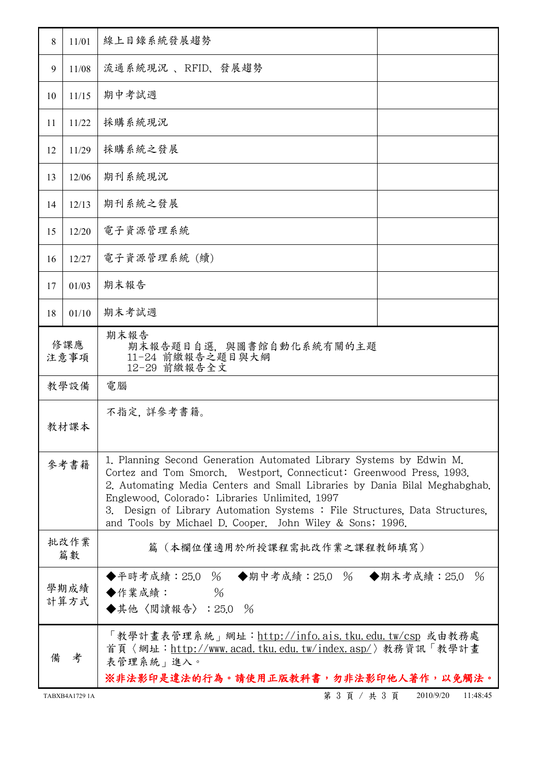| | | | |
|---|---|---|---|
| 8 | 11/01 | 線上目錄系統發展趨勢 | |
| 9 | 11/08 | 流通系統現況 、RFID、發展趨勢 | |
| 10 | 11/15 | 期中考試週 | |
| 11 | 11/22 | 採購系統現況 | |
| 12 | 11/29 | 採購系統之發展 | |
| 13 | 12/06 | 期刊系統現況 | |
| 14 | 12/13 | 期刊系統之發展 | |
| 15 | 12/20 | 電子資源管理系統 | |
| 16 | 12/27 | 電子資源管理系統 (續) | |
| 17 | 01/03 | 期末報告 | |
| 18 | 01/10 | 期末考試週 | |

| | |
|---|---|
| 修課應注意事項 | 期末報告<br>期末報告題目自選，與圖書館自動化系統有關的主題<br>11-24 前繳報告之題目與大綱<br>12-29 前繳報告全文 |
| 教學設備 | 電腦 |
| 教材課本 | 不指定，詳參考書籍。 |
| 參考書籍 | 1. Planning Second Generation Automated Library Systems by Edwin M. Cortez and Tom Smorch. Westport, Connecticut: Greenwood Press, 1993.<br>2. Automating Media Centers and Small Libraries by Dania Bilal Meghabghab. Englewood, Colorado: Libraries Unlimited, 1997<br>3. Design of Library Automation Systems : File Structures, Data Structures, and Tools by Michael D. Cooper. John Wiley & Sons; 1996. |
| 批改作業篇數 | 篇（本欄位僅適用於所授課程需批改作業之課程教師填寫） |
| 學期成績計算方式 | ◆平時考成績：25.0 ％ ◆期中考成績：25.0 ％ ◆期末考成績：25.0 ％<br>◆作業成績： ％<br>◆其他〈閱讀報告〉：25.0 ％ |
| 備　考 | 「教學計畫表管理系統」網址：http://info.ais.tku.edu.tw/csp 或由教務處首頁〈網址：http://www.acad.tku.edu.tw/index.asp/〉教務資訊「教學計畫表管理系統」進入。<br>**※非法影印是違法的行為。請使用正版教科書，勿非法影印他人著作，以免觸法。** |

TABXB4A1729 1A　　2010/9/20　11:48:45